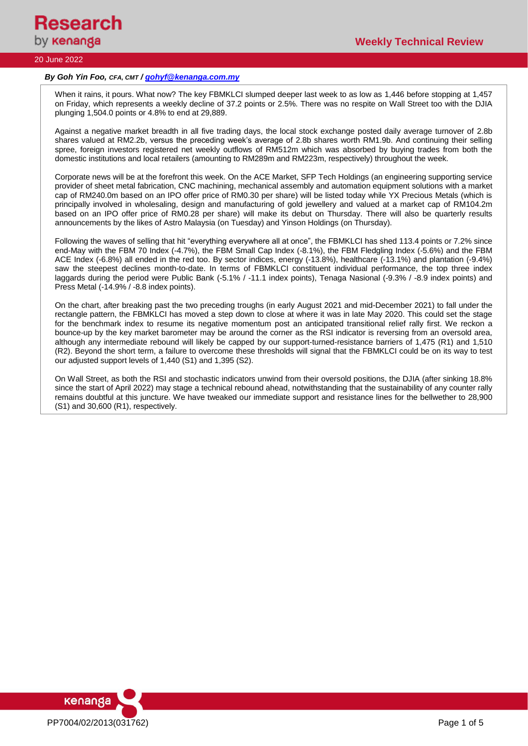# Weekly Technical Review

20 June 2022

***By Goh Yin Foo,*** ***CFA, CMT*** ***/ [gohyf@kenanga.com.my](mailto:gohyf@kenanga.com.my)***

When it rains, it pours. What now? The key FBMKLCI slumped deeper last week to as low as 1,446 before stopping at 1,457 on Friday, which represents a weekly decline of 37.2 points or 2.5%. There was no respite on Wall Street too with the DJIA plunging 1,504.0 points or 4.8% to end at 29,889.

Against a negative market breadth in all five trading days, the local stock exchange posted daily average turnover of 2.8b shares valued at RM2.2b, versus the preceding week's average of 2.8b shares worth RM1.9b. And continuing their selling spree, foreign investors registered net weekly outflows of RM512m which was absorbed by buying trades from both the domestic institutions and local retailers (amounting to RM289m and RM223m, respectively) throughout the week.

Corporate news will be at the forefront this week. On the ACE Market, SFP Tech Holdings (an engineering supporting service provider of sheet metal fabrication, CNC machining, mechanical assembly and automation equipment solutions with a market cap of RM240.0m based on an IPO offer price of RM0.30 per share) will be listed today while YX Precious Metals (which is principally involved in wholesaling, design and manufacturing of gold jewellery and valued at a market cap of RM104.2m based on an IPO offer price of RM0.28 per share) will make its debut on Thursday. There will also be quarterly results announcements by the likes of Astro Malaysia (on Tuesday) and Yinson Holdings (on Thursday).

Following the waves of selling that hit "everything everywhere all at once", the FBMKLCI has shed 113.4 points or 7.2% since end-May with the FBM 70 Index (-4.7%), the FBM Small Cap Index (-8.1%), the FBM Fledgling Index (-5.6%) and the FBM ACE Index (-6.8%) all ended in the red too. By sector indices, energy (-13.8%), healthcare (-13.1%) and plantation (-9.4%) saw the steepest declines month-to-date. In terms of FBMKLCI constituent individual performance, the top three index laggards during the period were Public Bank (-5.1% / -11.1 index points), Tenaga Nasional (-9.3% / -8.9 index points) and Press Metal (-14.9% / -8.8 index points).

On the chart, after breaking past the two preceding troughs (in early August 2021 and mid-December 2021) to fall under the rectangle pattern, the FBMKLCI has moved a step down to close at where it was in late May 2020. This could set the stage for the benchmark index to resume its negative momentum post an anticipated transitional relief rally first. We reckon a bounce-up by the key market barometer may be around the corner as the RSI indicator is reversing from an oversold area, although any intermediate rebound will likely be capped by our support-turned-resistance barriers of 1,475 (R1) and 1,510 (R2). Beyond the short term, a failure to overcome these thresholds will signal that the FBMKLCI could be on its way to test our adjusted support levels of 1,440 (S1) and 1,395 (S2).

On Wall Street, as both the RSI and stochastic indicators unwind from their oversold positions, the DJIA (after sinking 18.8% since the start of April 2022) may stage a technical rebound ahead, notwithstanding that the sustainability of any counter rally remains doubtful at this juncture. We have tweaked our immediate support and resistance lines for the bellwether to 28,900 (S1) and 30,600 (R1), respectively.

PP7004/02/2013(031762)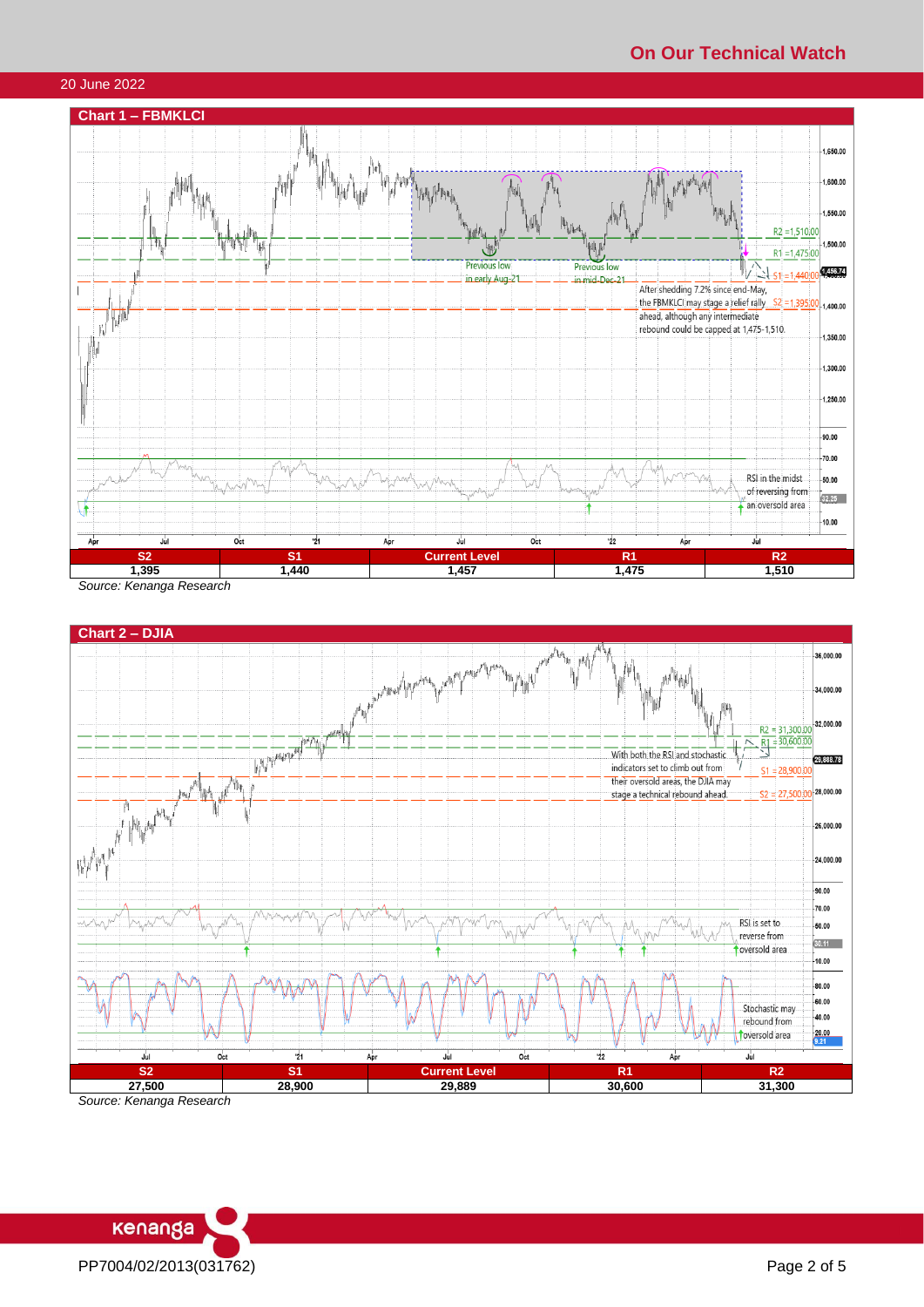## Chart 1 – FBMKLCI

| S2 | S1 | Current Level | R1 | R2 |
|---|---|---|---|---|
| 1,395 | 1,440 | 1,457 | 1,475 | 1,510 |

*Source: Kenanga Research*

## Chart 2 – DJIA

| S2 | S1 | Current Level | R1 | R2 |
|---|---|---|---|---|
| 27,500 | 28,900 | 29,889 | 30,600 | 31,300 |

*Source: Kenanga Research*

PP7004/02/2013(031762)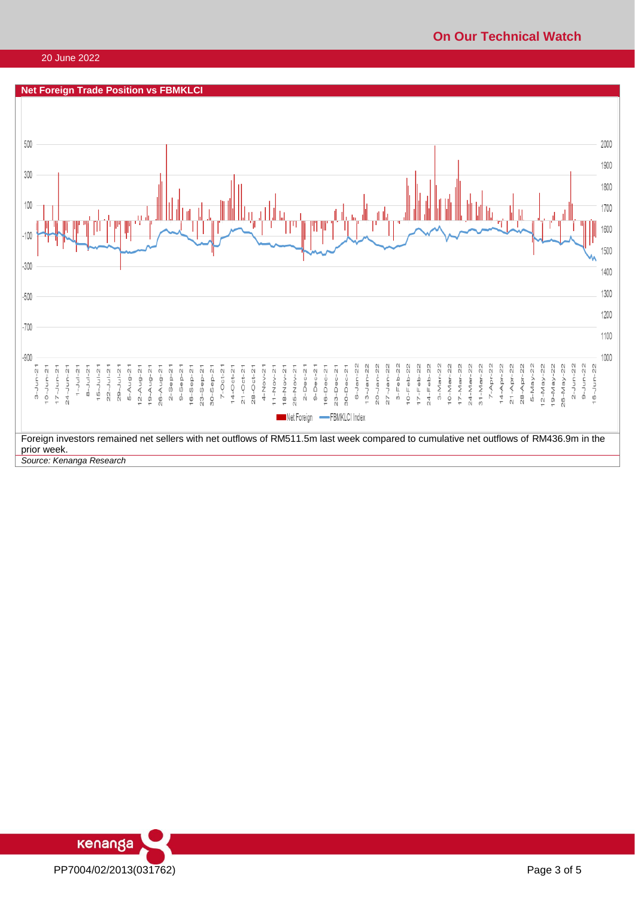**Net Foreign Trade Position vs FBMKLCI**

Foreign investors remained net sellers with net outflows of RM511.5m last week compared to cumulative net outflows of RM436.9m in the prior week.

*Source: Kenanga Research*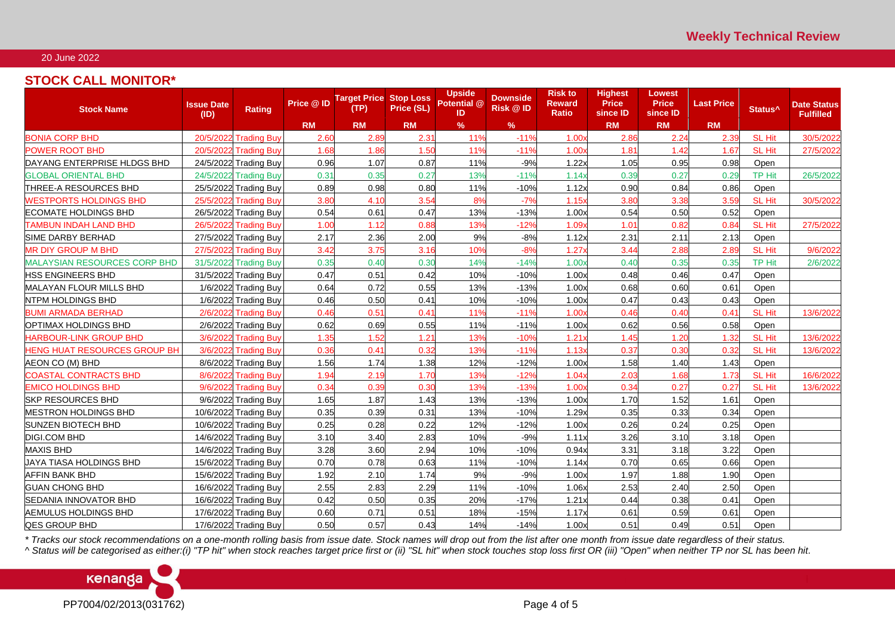## STOCK CALL MONITOR*

| Stock Name | Issue Date (ID) | Rating | Price @ ID | Target Price (TP) | Stop Loss Price (SL) | Upside Potential @ ID | Downside Risk @ ID | Risk to Reward Ratio | Highest Price since ID | Lowest Price since ID | Last Price | Status^ | Date Status Fulfilled |
|---|---|---|---|---|---|---|---|---|---|---|---|---|---|
| | | | RM | RM | RM | % | % | | RM | RM | RM | | |
| BONIA CORP BHD | 20/5/2022 | Trading Buy | 2.60 | 2.89 | 2.31 | 11% | -11% | 1.00x | 2.86 | 2.24 | 2.39 | SL Hit | 30/5/2022 |
| POWER ROOT BHD | 20/5/2022 | Trading Buy | 1.68 | 1.86 | 1.50 | 11% | -11% | 1.00x | 1.81 | 1.42 | 1.67 | SL Hit | 27/5/2022 |
| DAYANG ENTERPRISE HLDGS BHD | 24/5/2022 | Trading Buy | 0.96 | 1.07 | 0.87 | 11% | -9% | 1.22x | 1.05 | 0.95 | 0.98 | Open | |
| GLOBAL ORIENTAL BHD | 24/5/2022 | Trading Buy | 0.31 | 0.35 | 0.27 | 13% | -11% | 1.14x | 0.39 | 0.27 | 0.29 | TP Hit | 26/5/2022 |
| THREE-A RESOURCES BHD | 25/5/2022 | Trading Buy | 0.89 | 0.98 | 0.80 | 11% | -10% | 1.12x | 0.90 | 0.84 | 0.86 | Open | |
| WESTPORTS HOLDINGS BHD | 25/5/2022 | Trading Buy | 3.80 | 4.10 | 3.54 | 8% | -7% | 1.15x | 3.80 | 3.38 | 3.59 | SL Hit | 30/5/2022 |
| ECOMATE HOLDINGS BHD | 26/5/2022 | Trading Buy | 0.54 | 0.61 | 0.47 | 13% | -13% | 1.00x | 0.54 | 0.50 | 0.52 | Open | |
| TAMBUN INDAH LAND BHD | 26/5/2022 | Trading Buy | 1.00 | 1.12 | 0.88 | 13% | -12% | 1.09x | 1.01 | 0.82 | 0.84 | SL Hit | 27/5/2022 |
| SIME DARBY BERHAD | 27/5/2022 | Trading Buy | 2.17 | 2.36 | 2.00 | 9% | -8% | 1.12x | 2.31 | 2.11 | 2.13 | Open | |
| MR DIY GROUP M BHD | 27/5/2022 | Trading Buy | 3.42 | 3.75 | 3.16 | 10% | -8% | 1.27x | 3.44 | 2.88 | 2.89 | SL Hit | 9/6/2022 |
| MALAYSIAN RESOURCES CORP BHD | 31/5/2022 | Trading Buy | 0.35 | 0.40 | 0.30 | 14% | -14% | 1.00x | 0.40 | 0.35 | 0.35 | TP Hit | 2/6/2022 |
| HSS ENGINEERS BHD | 31/5/2022 | Trading Buy | 0.47 | 0.51 | 0.42 | 10% | -10% | 1.00x | 0.48 | 0.46 | 0.47 | Open | |
| MALAYAN FLOUR MILLS BHD | 1/6/2022 | Trading Buy | 0.64 | 0.72 | 0.55 | 13% | -13% | 1.00x | 0.68 | 0.60 | 0.61 | Open | |
| NTPM HOLDINGS BHD | 1/6/2022 | Trading Buy | 0.46 | 0.50 | 0.41 | 10% | -10% | 1.00x | 0.47 | 0.43 | 0.43 | Open | |
| BUMI ARMADA BERHAD | 2/6/2022 | Trading Buy | 0.46 | 0.51 | 0.41 | 11% | -11% | 1.00x | 0.46 | 0.40 | 0.41 | SL Hit | 13/6/2022 |
| OPTIMAX HOLDINGS BHD | 2/6/2022 | Trading Buy | 0.62 | 0.69 | 0.55 | 11% | -11% | 1.00x | 0.62 | 0.56 | 0.58 | Open | |
| HARBOUR-LINK GROUP BHD | 3/6/2022 | Trading Buy | 1.35 | 1.52 | 1.21 | 13% | -10% | 1.21x | 1.45 | 1.20 | 1.32 | SL Hit | 13/6/2022 |
| HENG HUAT RESOURCES GROUP BH | 3/6/2022 | Trading Buy | 0.36 | 0.41 | 0.32 | 13% | -11% | 1.13x | 0.37 | 0.30 | 0.32 | SL Hit | 13/6/2022 |
| AEON CO (M) BHD | 8/6/2022 | Trading Buy | 1.56 | 1.74 | 1.38 | 12% | -12% | 1.00x | 1.58 | 1.40 | 1.43 | Open | |
| COASTAL CONTRACTS BHD | 8/6/2022 | Trading Buy | 1.94 | 2.19 | 1.70 | 13% | -12% | 1.04x | 2.03 | 1.68 | 1.73 | SL Hit | 16/6/2022 |
| EMICO HOLDINGS BHD | 9/6/2022 | Trading Buy | 0.34 | 0.39 | 0.30 | 13% | -13% | 1.00x | 0.34 | 0.27 | 0.27 | SL Hit | 13/6/2022 |
| SKP RESOURCES BHD | 9/6/2022 | Trading Buy | 1.65 | 1.87 | 1.43 | 13% | -13% | 1.00x | 1.70 | 1.52 | 1.61 | Open | |
| MESTRON HOLDINGS BHD | 10/6/2022 | Trading Buy | 0.35 | 0.39 | 0.31 | 13% | -10% | 1.29x | 0.35 | 0.33 | 0.34 | Open | |
| SUNZEN BIOTECH BHD | 10/6/2022 | Trading Buy | 0.25 | 0.28 | 0.22 | 12% | -12% | 1.00x | 0.26 | 0.24 | 0.25 | Open | |
| DIGI.COM BHD | 14/6/2022 | Trading Buy | 3.10 | 3.40 | 2.83 | 10% | -9% | 1.11x | 3.26 | 3.10 | 3.18 | Open | |
| MAXIS BHD | 14/6/2022 | Trading Buy | 3.28 | 3.60 | 2.94 | 10% | -10% | 0.94x | 3.31 | 3.18 | 3.22 | Open | |
| JAYA TIASA HOLDINGS BHD | 15/6/2022 | Trading Buy | 0.70 | 0.78 | 0.63 | 11% | -10% | 1.14x | 0.70 | 0.65 | 0.66 | Open | |
| AFFIN BANK BHD | 15/6/2022 | Trading Buy | 1.92 | 2.10 | 1.74 | 9% | -9% | 1.00x | 1.97 | 1.88 | 1.90 | Open | |
| GUAN CHONG BHD | 16/6/2022 | Trading Buy | 2.55 | 2.83 | 2.29 | 11% | -10% | 1.06x | 2.53 | 2.40 | 2.50 | Open | |
| SEDANIA INNOVATOR BHD | 16/6/2022 | Trading Buy | 0.42 | 0.50 | 0.35 | 20% | -17% | 1.21x | 0.44 | 0.38 | 0.41 | Open | |
| AEMULUS HOLDINGS BHD | 17/6/2022 | Trading Buy | 0.60 | 0.71 | 0.51 | 18% | -15% | 1.17x | 0.61 | 0.59 | 0.61 | Open | |
| QES GROUP BHD | 17/6/2022 | Trading Buy | 0.50 | 0.57 | 0.43 | 14% | -14% | 1.00x | 0.51 | 0.49 | 0.51 | Open | |

*\* Tracks our stock recommendations on a one-month rolling basis from issue date. Stock names will drop out from the list after one month from issue date regardless of their status.*

*^ Status will be categorised as either:(i) "TP hit" when stock reaches target price first or (ii) "SL hit" when stock touches stop loss first OR (iii) "Open" when neither TP nor SL has been hit.*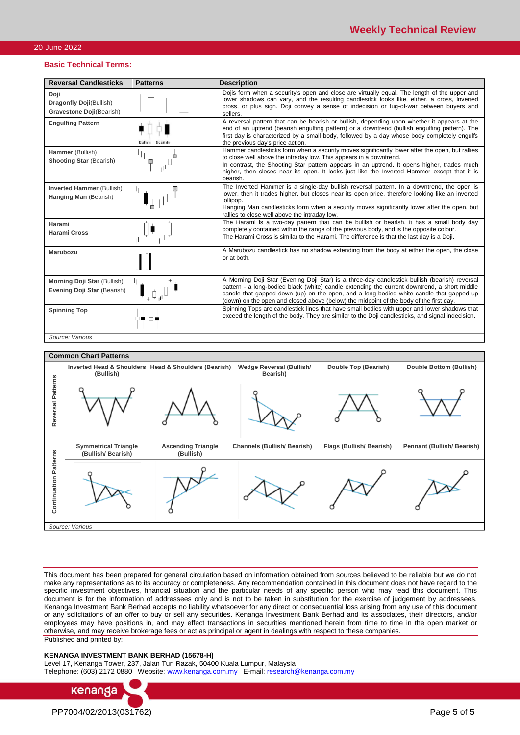## Basic Technical Terms:

| Reversal Candlesticks | Patterns | Description |
|---|---|---|
| **Doji**<br>**Dragonfly Doji**(Bullish)<br>**Gravestone Doji**(Bearish) | | Dojis form when a security's open and close are virtually equal. The length of the upper and lower shadows can vary, and the resulting candlestick looks like, either, a cross, inverted cross, or plus sign. Doji convey a sense of indecision or tug-of-war between buyers and sellers. |
| **Engulfing Pattern** | Bullish Bearish | A reversal pattern that can be bearish or bullish, depending upon whether it appears at the end of an uptrend (bearish engulfing pattern) or a downtrend (bullish engulfing pattern). The first day is characterized by a small body, followed by a day whose body completely engulfs the previous day's price action. |
| **Hammer** (Bullish)<br>**Shooting Star** (Bearish) | | Hammer candlesticks form when a security moves significantly lower after the open, but rallies to close well above the intraday low. This appears in a downtrend.<br>In contrast, the Shooting Star pattern appears in an uptrend. It opens higher, trades much higher, then closes near its open. It looks just like the Inverted Hammer except that it is bearish. |
| **Inverted Hammer** (Bullish)<br>**Hanging Man** (Bearish) | | The Inverted Hammer is a single-day bullish reversal pattern. In a downtrend, the open is lower, then it trades higher, but closes near its open price, therefore looking like an inverted lollipop.<br>Hanging Man candlesticks form when a security moves significantly lower after the open, but rallies to close well above the intraday low. |
| **Harami**<br>**Harami Cross** | | The Harami is a two-day pattern that can be bullish or bearish. It has a small body day completely contained within the range of the previous body, and is the opposite colour.<br>The Harami Cross is similar to the Harami. The difference is that the last day is a Doji. |
| **Marubozu** | | A Marubozu candlestick has no shadow extending from the body at either the open, the close or at both. |
| **Morning Doji Star** (Bullish)<br>**Evening Doji Star** (Bearish) | | A Morning Doji Star (Evening Doji Star) is a three-day candlestick bullish (bearish) reversal pattern - a long-bodied black (white) candle extending the current downtrend, a short middle candle that gapped down (up) on the open, and a long-bodied white candle that gapped up (down) on the open and closed above (below) the midpoint of the body of the first day. |
| **Spinning Top** | | Spinning Tops are candlestick lines that have small bodies with upper and lower shadows that exceed the length of the body. They are similar to the Doji candlesticks, and signal indecision. |

*Source: Various*

**Common Chart Patterns**

Reversal Patterns
Inverted Head & Shoulders (Bullish)
Head & Shoulders (Bearish)
Wedge Reversal (Bullish/ Bearish)
Double Top (Bearish)
Double Bottom (Bullish)

Continuation Patterns
Symmetrical Triangle (Bullish/ Bearish)
Ascending Triangle (Bullish)
Channels (Bullish/ Bearish)
Flags (Bullish/ Bearish)
Pennant (Bullish/ Bearish)

*Source: Various*

This document has been prepared for general circulation based on information obtained from sources believed to be reliable but we do not make any representations as to its accuracy or completeness. Any recommendation contained in this document does not have regard to the specific investment objectives, financial situation and the particular needs of any specific person who may read this document. This document is for the information of addressees only and is not to be taken in substitution for the exercise of judgement by addressees. Kenanga Investment Bank Berhad accepts no liability whatsoever for any direct or consequential loss arising from any use of this document or any solicitations of an offer to buy or sell any securities. Kenanga Investment Bank Berhad and its associates, their directors, and/or employees may have positions in, and may effect transactions in securities mentioned herein from time to time in the open market or otherwise, and may receive brokerage fees or act as principal or agent in dealings with respect to these companies.

Published and printed by:

**KENANGA INVESTMENT BANK BERHAD (15678-H)**
Level 17, Kenanga Tower, 237, Jalan Tun Razak, 50400 Kuala Lumpur, Malaysia
Telephone: (603) 2172 0880 Website: www.kenanga.com.my E-mail: research@kenanga.com.my

PP7004/02/2013(031762)